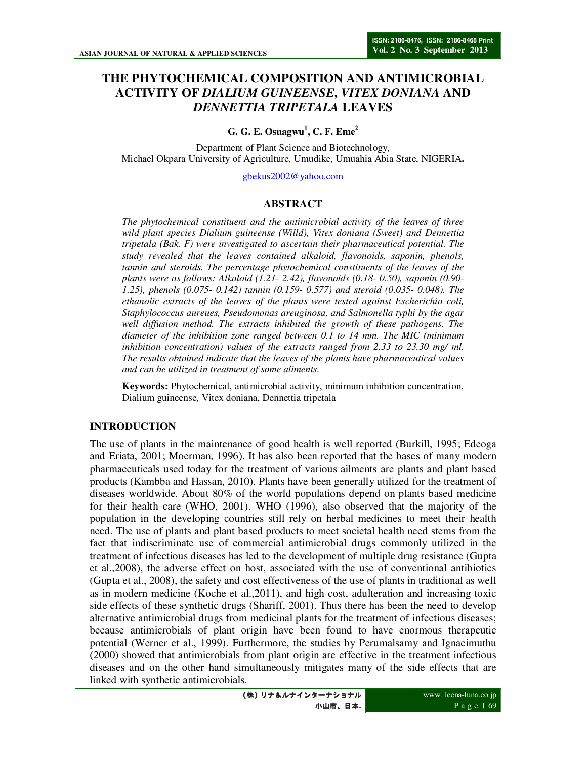# THE PHYTOCHEMICAL COMPOSITION AND ANTIMICROBIAL ACTIVITY OF *DIALIUM GUINEENSE*, *VITEX DONIANA* AND *DENNETTIA TRIPETALA* LEAVES

**G. G. E. Osuagwu[1], C. F. Eme[2]**

Department of Plant Science and Biotechnology,
Michael Okpara University of Agriculture, Umudike, Umuahia Abia State, NIGERIA.

gbekus2002@yahoo.com

## ABSTRACT

*The phytochemical constituent and the antimicrobial activity of the leaves of three wild plant species Dialium guineense (Willd), Vitex doniana (Sweet) and Dennettia tripetala (Bak. F) were investigated to ascertain their pharmaceutical potential. The study revealed that the leaves contained alkaloid, flavonoids, saponin, phenols, tannin and steroids. The percentage phytochemical constituents of the leaves of the plants were as follows: Alkaloid (1.21- 2.42), flavonoids (0.18- 0.50), saponin (0.90- 1.25), phenols (0.075- 0.142) tannin (0.159- 0.577) and steroid (0.035- 0.048). The ethanolic extracts of the leaves of the plants were tested against Escherichia coli, Staphylococcus aureues, Pseudomonas areuginosa, and Salmonella typhi by the agar well diffusion method. The extracts inhibited the growth of these pathogens. The diameter of the inhibition zone ranged between 0.1 to 14 mm. The MIC (minimum inhibition concentration) values of the extracts ranged from 2.33 to 23.30 mg/ ml. The results obtained indicate that the leaves of the plants have pharmaceutical values and can be utilized in treatment of some aliments.*

**Keywords:** Phytochemical, antimicrobial activity, minimum inhibition concentration, Dialium guineense, Vitex doniana, Dennettia tripetala

## INTRODUCTION

The use of plants in the maintenance of good health is well reported (Burkill, 1995; Edeoga and Eriata, 2001; Moerman, 1996). It has also been reported that the bases of many modern pharmaceuticals used today for the treatment of various ailments are plants and plant based products (Kambba and Hassan, 2010). Plants have been generally utilized for the treatment of diseases worldwide. About 80% of the world populations depend on plants based medicine for their health care (WHO, 2001). WHO (1996), also observed that the majority of the population in the developing countries still rely on herbal medicines to meet their health need. The use of plants and plant based products to meet societal health need stems from the fact that indiscriminate use of commercial antimicrobial drugs commonly utilized in the treatment of infectious diseases has led to the development of multiple drug resistance (Gupta et al.,2008), the adverse effect on host, associated with the use of conventional antibiotics (Gupta et al., 2008), the safety and cost effectiveness of the use of plants in traditional as well as in modern medicine (Koche et al.,2011), and high cost, adulteration and increasing toxic side effects of these synthetic drugs (Shariff, 2001). Thus there has been the need to develop alternative antimicrobial drugs from medicinal plants for the treatment of infectious diseases; because antimicrobials of plant origin have been found to have enormous therapeutic potential (Werner et al., 1999). Furthermore, the studies by Perumalsamy and Ignacimuthu (2000) showed that antimicrobials from plant origin are effective in the treatment infectious diseases and on the other hand simultaneously mitigates many of the side effects that are linked with synthetic antimicrobials.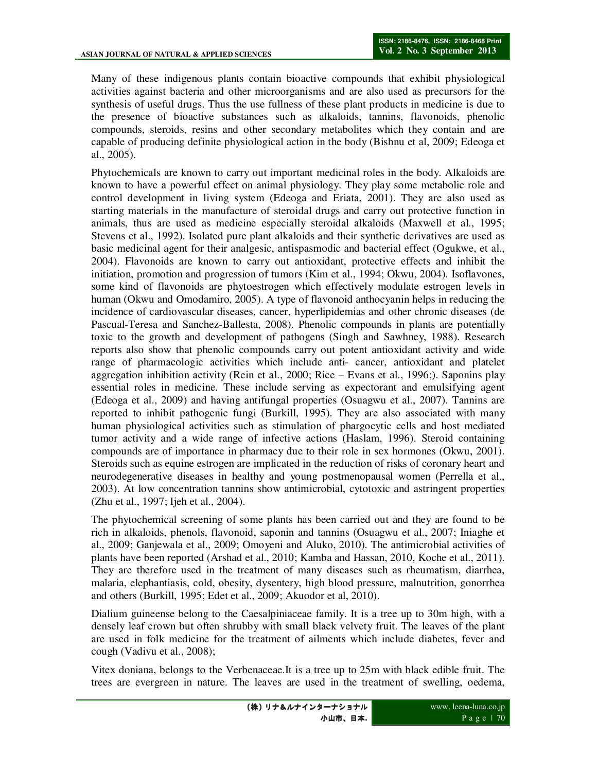Many of these indigenous plants contain bioactive compounds that exhibit physiological activities against bacteria and other microorganisms and are also used as precursors for the synthesis of useful drugs. Thus the use fullness of these plant products in medicine is due to the presence of bioactive substances such as alkaloids, tannins, flavonoids, phenolic compounds, steroids, resins and other secondary metabolites which they contain and are capable of producing definite physiological action in the body (Bishnu et al, 2009; Edeoga et al., 2005).

Phytochemicals are known to carry out important medicinal roles in the body. Alkaloids are known to have a powerful effect on animal physiology. They play some metabolic role and control development in living system (Edeoga and Eriata, 2001). They are also used as starting materials in the manufacture of steroidal drugs and carry out protective function in animals, thus are used as medicine especially steroidal alkaloids (Maxwell et al., 1995; Stevens et al., 1992). Isolated pure plant alkaloids and their synthetic derivatives are used as basic medicinal agent for their analgesic, antispasmodic and bacterial effect (Ogukwe, et al., 2004). Flavonoids are known to carry out antioxidant, protective effects and inhibit the initiation, promotion and progression of tumors (Kim et al., 1994; Okwu, 2004). Isoflavones, some kind of flavonoids are phytoestrogen which effectively modulate estrogen levels in human (Okwu and Omodamiro, 2005). A type of flavonoid anthocyanin helps in reducing the incidence of cardiovascular diseases, cancer, hyperlipidemias and other chronic diseases (de Pascual-Teresa and Sanchez-Ballesta, 2008). Phenolic compounds in plants are potentially toxic to the growth and development of pathogens (Singh and Sawhney, 1988). Research reports also show that phenolic compounds carry out potent antioxidant activity and wide range of pharmacologic activities which include anti- cancer, antioxidant and platelet aggregation inhibition activity (Rein et al., 2000; Rice – Evans et al., 1996;). Saponins play essential roles in medicine. These include serving as expectorant and emulsifying agent (Edeoga et al., 2009) and having antifungal properties (Osuagwu et al., 2007). Tannins are reported to inhibit pathogenic fungi (Burkill, 1995). They are also associated with many human physiological activities such as stimulation of phargocytic cells and host mediated tumor activity and a wide range of infective actions (Haslam, 1996). Steroid containing compounds are of importance in pharmacy due to their role in sex hormones (Okwu, 2001). Steroids such as equine estrogen are implicated in the reduction of risks of coronary heart and neurodegenerative diseases in healthy and young postmenopausal women (Perrella et al., 2003). At low concentration tannins show antimicrobial, cytotoxic and astringent properties (Zhu et al., 1997; Ijeh et al., 2004).

The phytochemical screening of some plants has been carried out and they are found to be rich in alkaloids, phenols, flavonoid, saponin and tannins (Osuagwu et al., 2007; Iniaghe et al., 2009; Ganjewala et al., 2009; Omoyeni and Aluko, 2010). The antimicrobial activities of plants have been reported (Arshad et al., 2010; Kamba and Hassan, 2010, Koche et al., 2011). They are therefore used in the treatment of many diseases such as rheumatism, diarrhea, malaria, elephantiasis, cold, obesity, dysentery, high blood pressure, malnutrition, gonorrhea and others (Burkill, 1995; Edet et al., 2009; Akuodor et al, 2010).

Dialium guineense belong to the Caesalpiniaceae family. It is a tree up to 30m high, with a densely leaf crown but often shrubby with small black velvety fruit. The leaves of the plant are used in folk medicine for the treatment of ailments which include diabetes, fever and cough (Vadivu et al., 2008);

Vitex doniana, belongs to the Verbenaceae.It is a tree up to 25m with black edible fruit. The trees are evergreen in nature. The leaves are used in the treatment of swelling, oedema,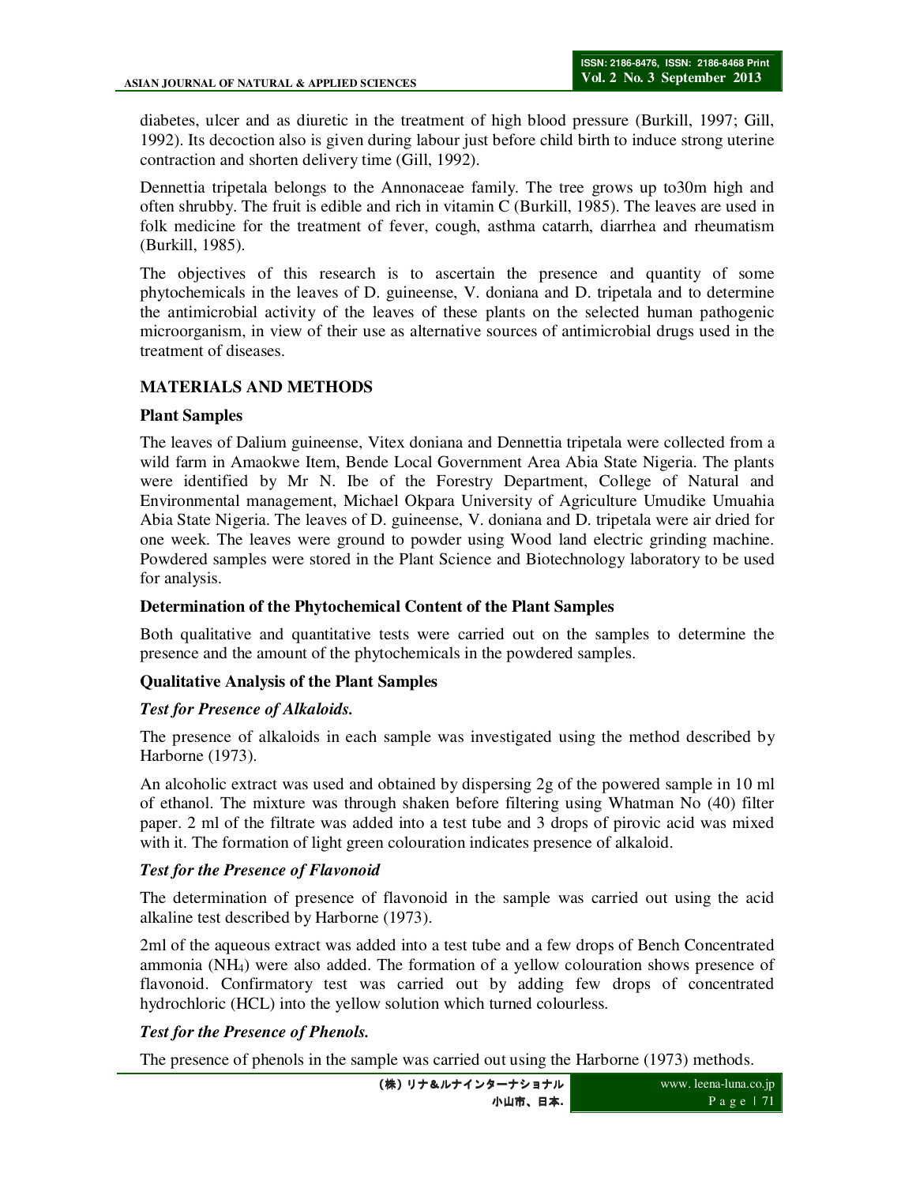diabetes, ulcer and as diuretic in the treatment of high blood pressure (Burkill, 1997; Gill, 1992). Its decoction also is given during labour just before child birth to induce strong uterine contraction and shorten delivery time (Gill, 1992).

Dennettia tripetala belongs to the Annonaceae family. The tree grows up to30m high and often shrubby. The fruit is edible and rich in vitamin C (Burkill, 1985). The leaves are used in folk medicine for the treatment of fever, cough, asthma catarrh, diarrhea and rheumatism (Burkill, 1985).

The objectives of this research is to ascertain the presence and quantity of some phytochemicals in the leaves of D. guineense, V. doniana and D. tripetala and to determine the antimicrobial activity of the leaves of these plants on the selected human pathogenic microorganism, in view of their use as alternative sources of antimicrobial drugs used in the treatment of diseases.

## MATERIALS AND METHODS

### Plant Samples

The leaves of Dalium guineense, Vitex doniana and Dennettia tripetala were collected from a wild farm in Amaokwe Item, Bende Local Government Area Abia State Nigeria. The plants were identified by Mr N. Ibe of the Forestry Department, College of Natural and Environmental management, Michael Okpara University of Agriculture Umudike Umuahia Abia State Nigeria. The leaves of D. guineense, V. doniana and D. tripetala were air dried for one week. The leaves were ground to powder using Wood land electric grinding machine. Powdered samples were stored in the Plant Science and Biotechnology laboratory to be used for analysis.

### Determination of the Phytochemical Content of the Plant Samples

Both qualitative and quantitative tests were carried out on the samples to determine the presence and the amount of the phytochemicals in the powdered samples.

### Qualitative Analysis of the Plant Samples

#### *Test for Presence of Alkaloids.*

The presence of alkaloids in each sample was investigated using the method described by Harborne (1973).

An alcoholic extract was used and obtained by dispersing 2g of the powered sample in 10 ml of ethanol. The mixture was through shaken before filtering using Whatman No (40) filter paper. 2 ml of the filtrate was added into a test tube and 3 drops of pirovic acid was mixed with it. The formation of light green colouration indicates presence of alkaloid.

#### *Test for the Presence of Flavonoid*

The determination of presence of flavonoid in the sample was carried out using the acid alkaline test described by Harborne (1973).

2ml of the aqueous extract was added into a test tube and a few drops of Bench Concentrated ammonia ($NH_4$) were also added. The formation of a yellow colouration shows presence of flavonoid. Confirmatory test was carried out by adding few drops of concentrated hydrochloric (HCL) into the yellow solution which turned colourless.

#### *Test for the Presence of Phenols.*

The presence of phenols in the sample was carried out using the Harborne (1973) methods.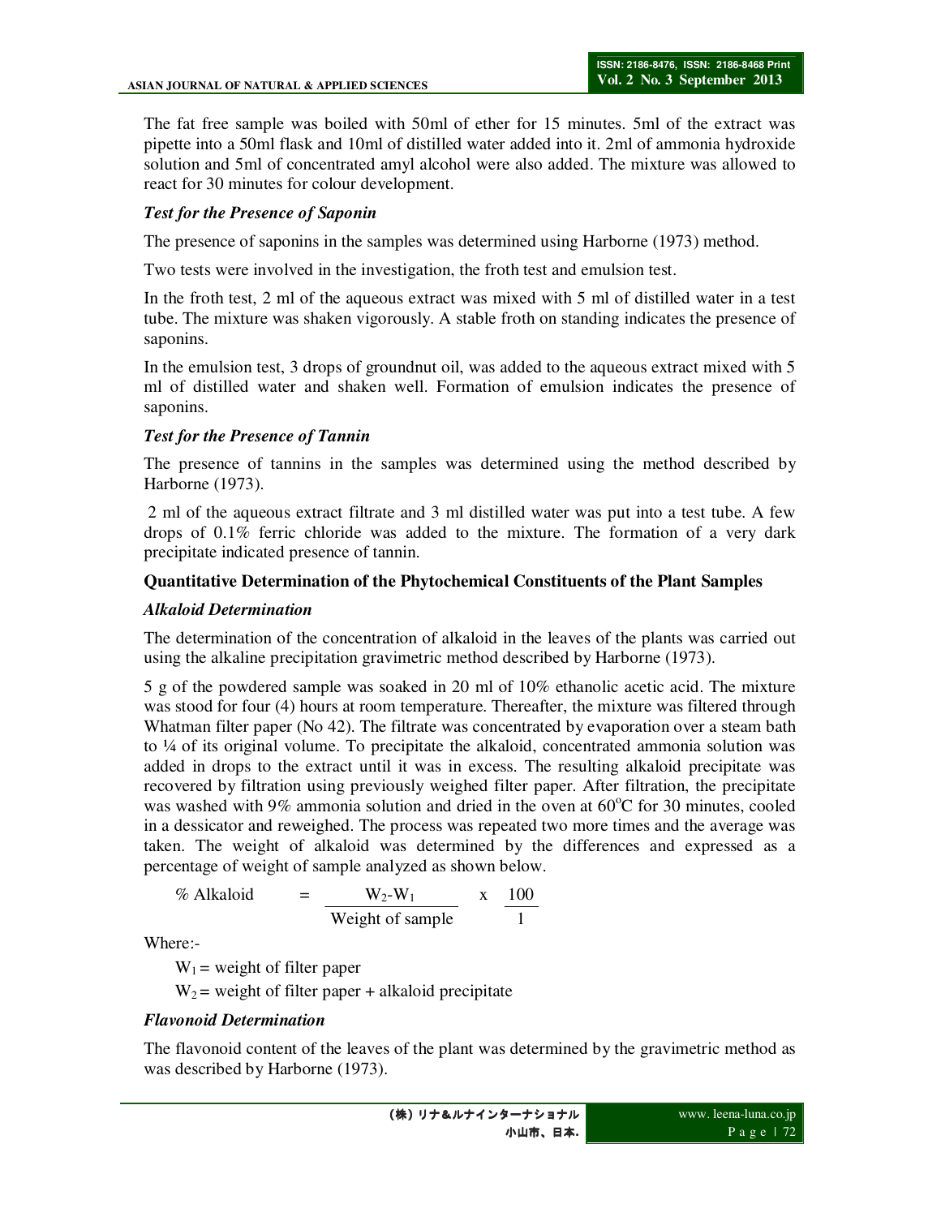The fat free sample was boiled with 50ml of ether for 15 minutes. 5ml of the extract was pipette into a 50ml flask and 10ml of distilled water added into it. 2ml of ammonia hydroxide solution and 5ml of concentrated amyl alcohol were also added. The mixture was allowed to react for 30 minutes for colour development.

***Test for the Presence of Saponin***

The presence of saponins in the samples was determined using Harborne (1973) method.

Two tests were involved in the investigation, the froth test and emulsion test.

In the froth test, 2 ml of the aqueous extract was mixed with 5 ml of distilled water in a test tube. The mixture was shaken vigorously. A stable froth on standing indicates the presence of saponins.

In the emulsion test, 3 drops of groundnut oil, was added to the aqueous extract mixed with 5 ml of distilled water and shaken well. Formation of emulsion indicates the presence of saponins.

***Test for the Presence of Tannin***

The presence of tannins in the samples was determined using the method described by Harborne (1973).

2 ml of the aqueous extract filtrate and 3 ml distilled water was put into a test tube. A few drops of 0.1% ferric chloride was added to the mixture. The formation of a very dark precipitate indicated presence of tannin.

**Quantitative Determination of the Phytochemical Constituents of the Plant Samples**

***Alkaloid Determination***

The determination of the concentration of alkaloid in the leaves of the plants was carried out using the alkaline precipitation gravimetric method described by Harborne (1973).

5 g of the powdered sample was soaked in 20 ml of 10% ethanolic acetic acid. The mixture was stood for four (4) hours at room temperature. Thereafter, the mixture was filtered through Whatman filter paper (No 42). The filtrate was concentrated by evaporation over a steam bath to ¼ of its original volume. To precipitate the alkaloid, concentrated ammonia solution was added in drops to the extract until it was in excess. The resulting alkaloid precipitate was recovered by filtration using previously weighed filter paper. After filtration, the precipitate was washed with 9% ammonia solution and dried in the oven at 60°C for 30 minutes, cooled in a dessicator and reweighed. The process was repeated two more times and the average was taken. The weight of alkaloid was determined by the differences and expressed as a percentage of weight of sample analyzed as shown below.

$$\% \text{ Alkaloid} = \frac{W_2 - W_1}{\text{Weight of sample}} \times \frac{100}{1}$$

Where:-

$W_1$ = weight of filter paper

$W_2$ = weight of filter paper + alkaloid precipitate

***Flavonoid Determination***

The flavonoid content of the leaves of the plant was determined by the gravimetric method as was described by Harborne (1973).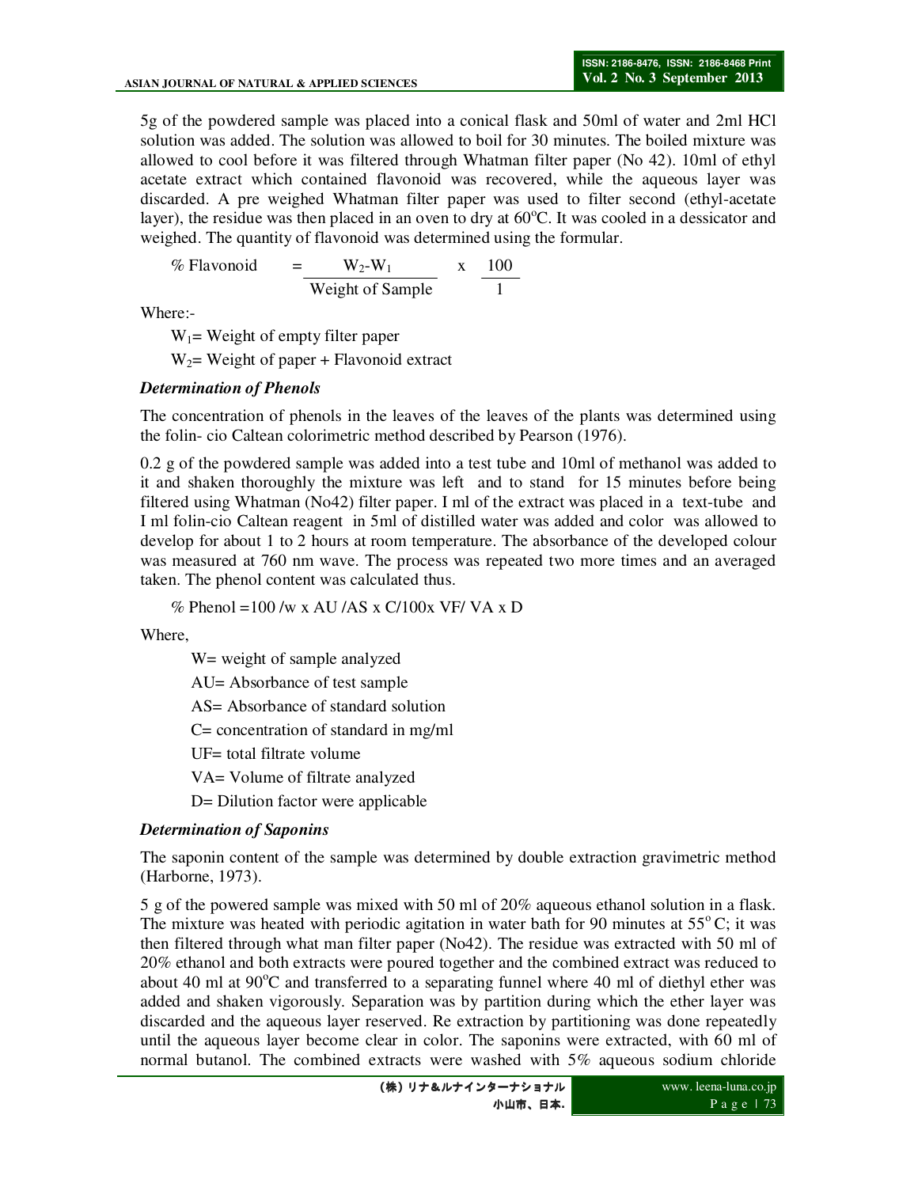5g of the powdered sample was placed into a conical flask and 50ml of water and 2ml HCl solution was added. The solution was allowed to boil for 30 minutes. The boiled mixture was allowed to cool before it was filtered through Whatman filter paper (No 42). 10ml of ethyl acetate extract which contained flavonoid was recovered, while the aqueous layer was discarded. A pre weighed Whatman filter paper was used to filter second (ethyl-acetate layer), the residue was then placed in an oven to dry at 60°C. It was cooled in a dessicator and weighed. The quantity of flavonoid was determined using the formular.

$$\% \text{ Flavonoid} = \frac{W_2 - W_1}{\text{Weight of Sample}} \times \frac{100}{1}$$

Where:-

$W_1$= Weight of empty filter paper

$W_2$= Weight of paper + Flavonoid extract

### *Determination of Phenols*

The concentration of phenols in the leaves of the leaves of the plants was determined using the folin- cio Caltean colorimetric method described by Pearson (1976).

0.2 g of the powdered sample was added into a test tube and 10ml of methanol was added to it and shaken thoroughly the mixture was left and to stand for 15 minutes before being filtered using Whatman (No42) filter paper. I ml of the extract was placed in a text-tube and I ml folin-cio Caltean reagent in 5ml of distilled water was added and color was allowed to develop for about 1 to 2 hours at room temperature. The absorbance of the developed colour was measured at 760 nm wave. The process was repeated two more times and an averaged taken. The phenol content was calculated thus.

% Phenol =100 /w x AU /AS x C/100x VF/ VA x D

Where,

W= weight of sample analyzed

AU= Absorbance of test sample

AS= Absorbance of standard solution

C= concentration of standard in mg/ml

UF= total filtrate volume

VA= Volume of filtrate analyzed

D= Dilution factor were applicable

### *Determination of Saponins*

The saponin content of the sample was determined by double extraction gravimetric method (Harborne, 1973).

5 g of the powered sample was mixed with 50 ml of 20% aqueous ethanol solution in a flask. The mixture was heated with periodic agitation in water bath for 90 minutes at 55° C; it was then filtered through what man filter paper (No42). The residue was extracted with 50 ml of 20% ethanol and both extracts were poured together and the combined extract was reduced to about 40 ml at 90°C and transferred to a separating funnel where 40 ml of diethyl ether was added and shaken vigorously. Separation was by partition during which the ether layer was discarded and the aqueous layer reserved. Re extraction by partitioning was done repeatedly until the aqueous layer become clear in color. The saponins were extracted, with 60 ml of normal butanol. The combined extracts were washed with 5% aqueous sodium chloride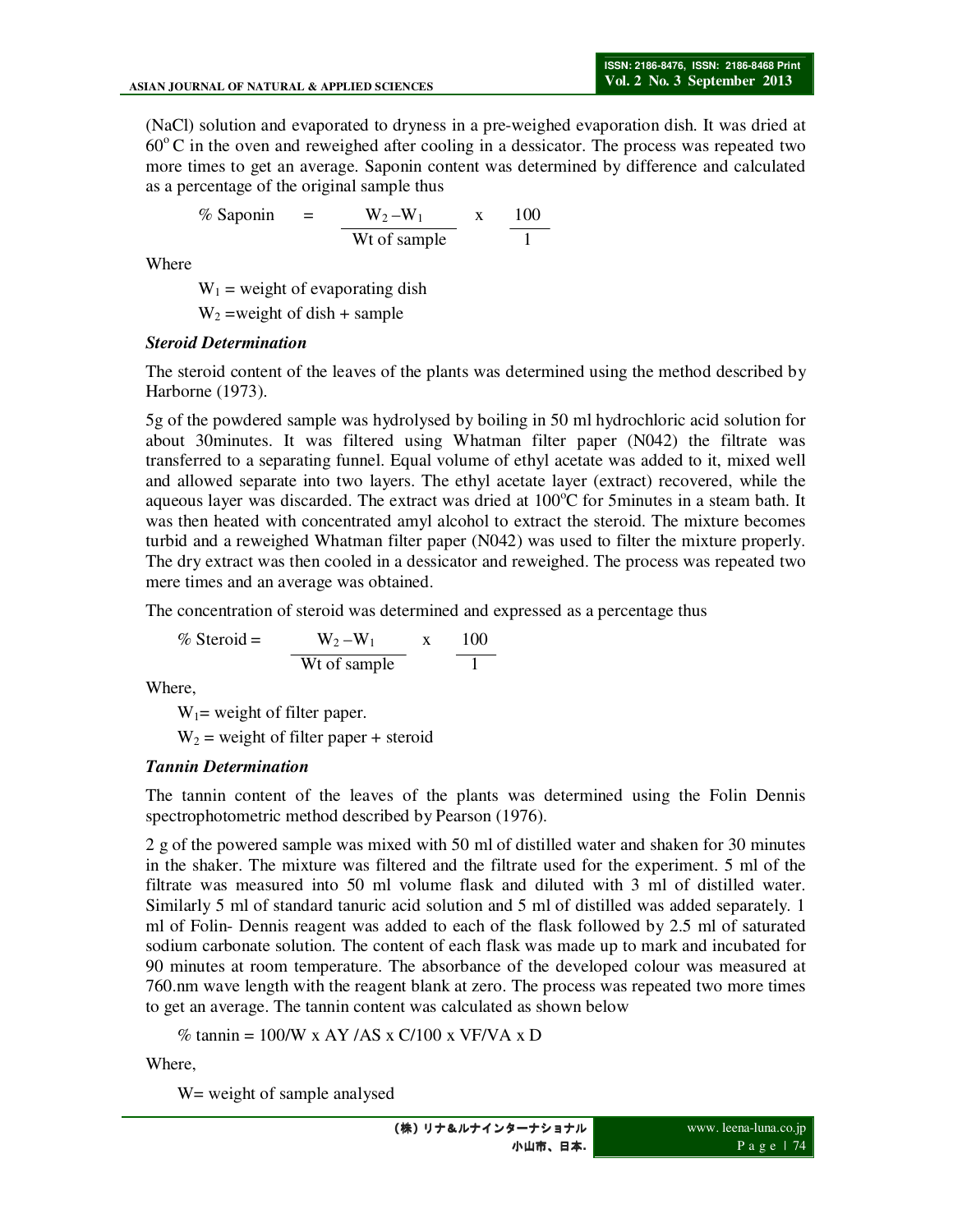(NaCl) solution and evaporated to dryness in a pre-weighed evaporation dish. It was dried at $60^{o}$ C in the oven and reweighed after cooling in a dessicator. The process was repeated two more times to get an average. Saponin content was determined by difference and calculated as a percentage of the original sample thus

$$\% \text{ Saponin} = \frac{W_2 - W_1}{\text{Wt of sample}} \times \frac{100}{1}$$

Where

$W_1$ = weight of evaporating dish

$W_2$ =weight of dish + sample

***Steroid Determination***

The steroid content of the leaves of the plants was determined using the method described by Harborne (1973).

5g of the powdered sample was hydrolysed by boiling in 50 ml hydrochloric acid solution for about 30minutes. It was filtered using Whatman filter paper (N042) the filtrate was transferred to a separating funnel. Equal volume of ethyl acetate was added to it, mixed well and allowed separate into two layers. The ethyl acetate layer (extract) recovered, while the aqueous layer was discarded. The extract was dried at $100^{o}$C for 5minutes in a steam bath. It was then heated with concentrated amyl alcohol to extract the steroid. The mixture becomes turbid and a reweighed Whatman filter paper (N042) was used to filter the mixture properly. The dry extract was then cooled in a dessicator and reweighed. The process was repeated two mere times and an average was obtained.

The concentration of steroid was determined and expressed as a percentage thus

$$\% \text{ Steroid} = \frac{W_2 - W_1}{\text{Wt of sample}} \times \frac{100}{1}$$

Where,

$W_1$= weight of filter paper.

$W_2$ = weight of filter paper + steroid

***Tannin Determination***

The tannin content of the leaves of the plants was determined using the Folin Dennis spectrophotometric method described by Pearson (1976).

2 g of the powered sample was mixed with 50 ml of distilled water and shaken for 30 minutes in the shaker. The mixture was filtered and the filtrate used for the experiment. 5 ml of the filtrate was measured into 50 ml volume flask and diluted with 3 ml of distilled water. Similarly 5 ml of standard tanuric acid solution and 5 ml of distilled was added separately. 1 ml of Folin- Dennis reagent was added to each of the flask followed by 2.5 ml of saturated sodium carbonate solution. The content of each flask was made up to mark and incubated for 90 minutes at room temperature. The absorbance of the developed colour was measured at 760.nm wave length with the reagent blank at zero. The process was repeated two more times to get an average. The tannin content was calculated as shown below

% tannin = 100/W x AY /AS x C/100 x VF/VA x D

Where,

W= weight of sample analysed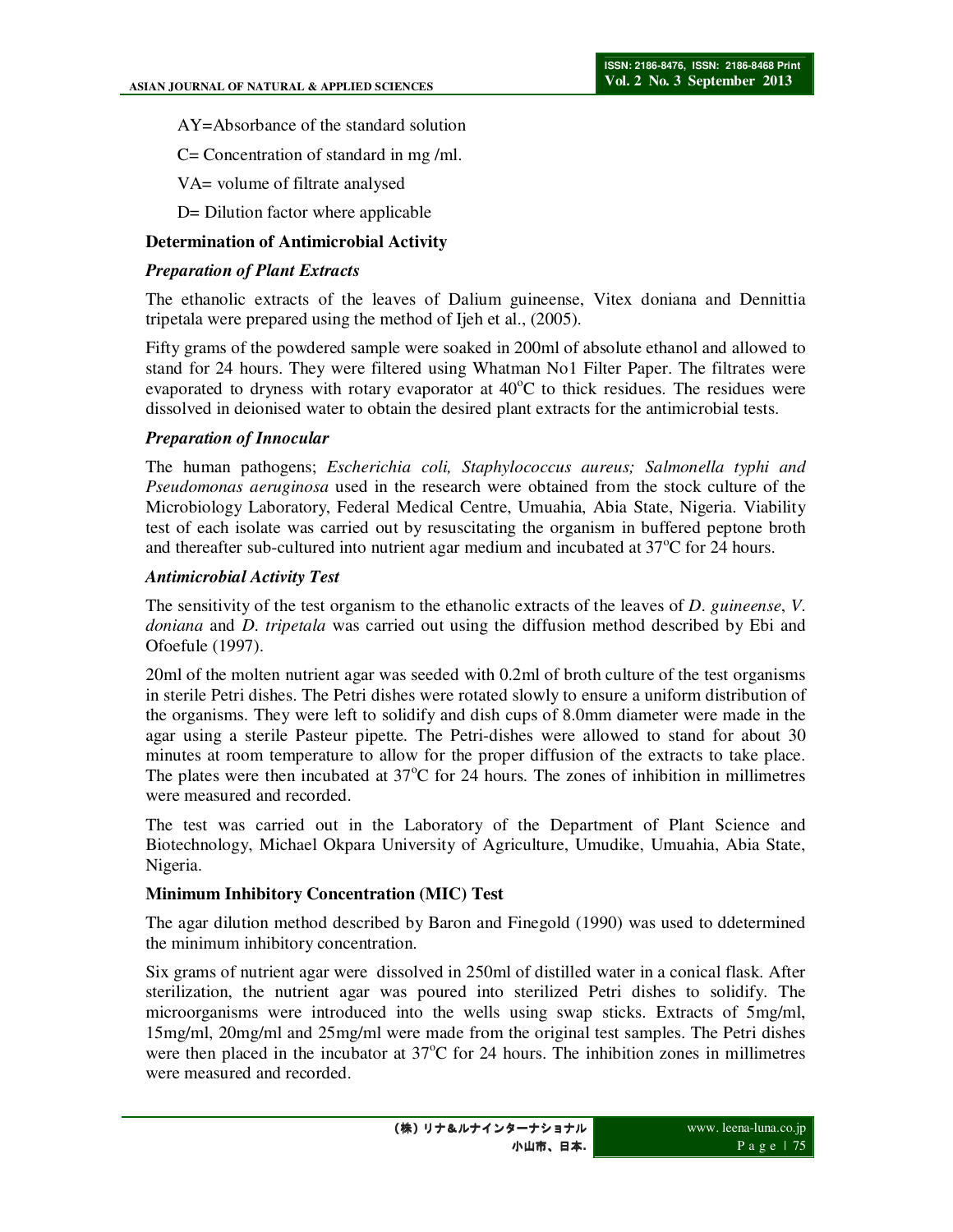AY=Absorbance of the standard solution

C= Concentration of standard in mg /ml.

VA= volume of filtrate analysed

D= Dilution factor where applicable

**Determination of Antimicrobial Activity**

***Preparation of Plant Extracts***

The ethanolic extracts of the leaves of Dalium guineense, Vitex doniana and Dennittia tripetala were prepared using the method of Ijeh et al., (2005).

Fifty grams of the powdered sample were soaked in 200ml of absolute ethanol and allowed to stand for 24 hours. They were filtered using Whatman No1 Filter Paper. The filtrates were evaporated to dryness with rotary evaporator at $40^{o}C$ to thick residues. The residues were dissolved in deionised water to obtain the desired plant extracts for the antimicrobial tests.

***Preparation of Innocular***

The human pathogens; *Escherichia coli, Staphylococcus aureus; Salmonella typhi and Pseudomonas aeruginosa* used in the research were obtained from the stock culture of the Microbiology Laboratory, Federal Medical Centre, Umuahia, Abia State, Nigeria. Viability test of each isolate was carried out by resuscitating the organism in buffered peptone broth and thereafter sub-cultured into nutrient agar medium and incubated at $37^{o}C$ for 24 hours.

***Antimicrobial Activity Test***

The sensitivity of the test organism to the ethanolic extracts of the leaves of *D. guineense*, *V. doniana* and *D. tripetala* was carried out using the diffusion method described by Ebi and Ofoefule (1997).

20ml of the molten nutrient agar was seeded with 0.2ml of broth culture of the test organisms in sterile Petri dishes. The Petri dishes were rotated slowly to ensure a uniform distribution of the organisms. They were left to solidify and dish cups of 8.0mm diameter were made in the agar using a sterile Pasteur pipette. The Petri-dishes were allowed to stand for about 30 minutes at room temperature to allow for the proper diffusion of the extracts to take place. The plates were then incubated at $37^{o}C$ for 24 hours. The zones of inhibition in millimetres were measured and recorded.

The test was carried out in the Laboratory of the Department of Plant Science and Biotechnology, Michael Okpara University of Agriculture, Umudike, Umuahia, Abia State, Nigeria.

**Minimum Inhibitory Concentration (MIC) Test**

The agar dilution method described by Baron and Finegold (1990) was used to ddetermined the minimum inhibitory concentration.

Six grams of nutrient agar were dissolved in 250ml of distilled water in a conical flask. After sterilization, the nutrient agar was poured into sterilized Petri dishes to solidify. The microorganisms were introduced into the wells using swap sticks. Extracts of 5mg/ml, 15mg/ml, 20mg/ml and 25mg/ml were made from the original test samples. The Petri dishes were then placed in the incubator at $37^{o}C$ for 24 hours. The inhibition zones in millimetres were measured and recorded.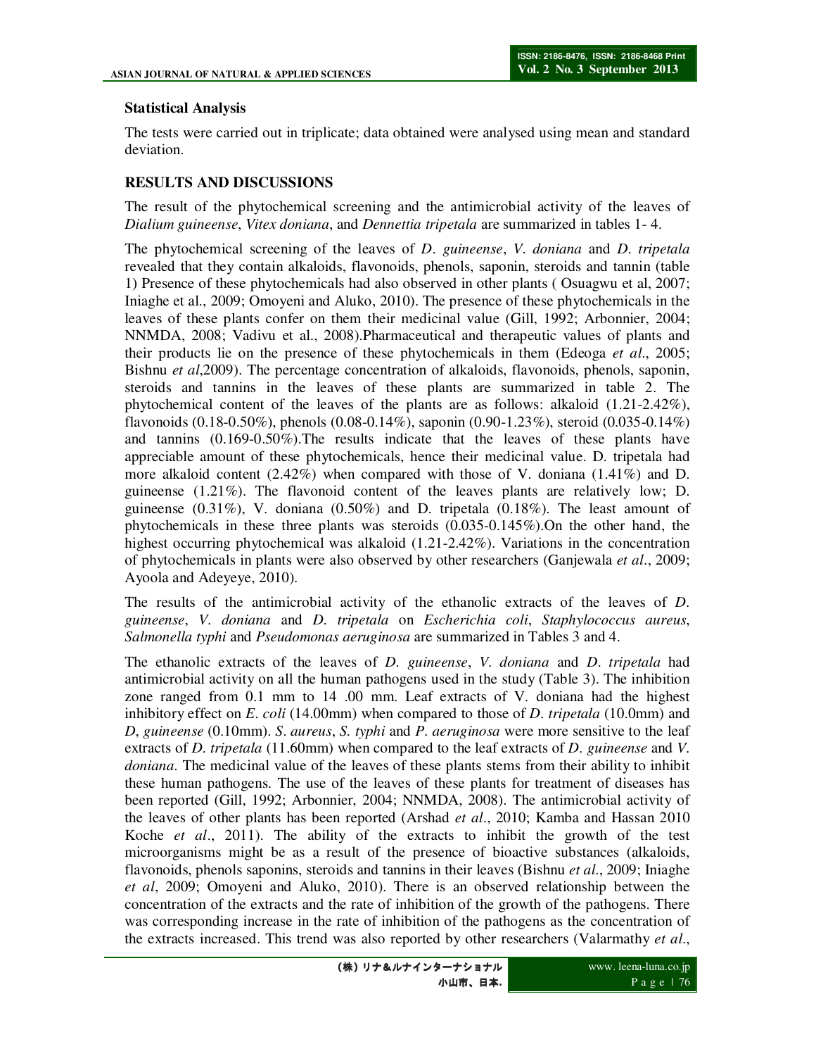## Statistical Analysis

The tests were carried out in triplicate; data obtained were analysed using mean and standard deviation.

## RESULTS AND DISCUSSIONS

The result of the phytochemical screening and the antimicrobial activity of the leaves of *Dialium guineense*, *Vitex doniana*, and *Dennettia tripetala* are summarized in tables 1- 4.

The phytochemical screening of the leaves of *D. guineense*, *V. doniana* and *D. tripetala* revealed that they contain alkaloids, flavonoids, phenols, saponin, steroids and tannin (table 1) Presence of these phytochemicals had also observed in other plants ( Osuagwu et al, 2007; Iniaghe et al., 2009; Omoyeni and Aluko, 2010). The presence of these phytochemicals in the leaves of these plants confer on them their medicinal value (Gill, 1992; Arbonnier, 2004; NNMDA, 2008; Vadivu et al., 2008).Pharmaceutical and therapeutic values of plants and their products lie on the presence of these phytochemicals in them (Edeoga *et al*., 2005; Bishnu *et al*,2009). The percentage concentration of alkaloids, flavonoids, phenols, saponin, steroids and tannins in the leaves of these plants are summarized in table 2. The phytochemical content of the leaves of the plants are as follows: alkaloid (1.21-2.42%), flavonoids (0.18-0.50%), phenols (0.08-0.14%), saponin (0.90-1.23%), steroid (0.035-0.14%) and tannins (0.169-0.50%).The results indicate that the leaves of these plants have appreciable amount of these phytochemicals, hence their medicinal value. D. tripetala had more alkaloid content (2.42%) when compared with those of V. doniana (1.41%) and D. guineense (1.21%). The flavonoid content of the leaves plants are relatively low; D. guineense (0.31%), V. doniana (0.50%) and D. tripetala (0.18%). The least amount of phytochemicals in these three plants was steroids (0.035-0.145%).On the other hand, the highest occurring phytochemical was alkaloid (1.21-2.42%). Variations in the concentration of phytochemicals in plants were also observed by other researchers (Ganjewala *et al*., 2009; Ayoola and Adeyeye, 2010).

The results of the antimicrobial activity of the ethanolic extracts of the leaves of *D. guineense*, *V. doniana* and *D. tripetala* on *Escherichia coli*, *Staphylococcus aureus*, *Salmonella typhi* and *Pseudomonas aeruginosa* are summarized in Tables 3 and 4.

The ethanolic extracts of the leaves of *D. guineense*, *V. doniana* and *D. tripetala* had antimicrobial activity on all the human pathogens used in the study (Table 3). The inhibition zone ranged from 0.1 mm to 14 .00 mm. Leaf extracts of V. doniana had the highest inhibitory effect on *E. coli* (14.00mm) when compared to those of *D. tripetala* (10.0mm) and *D, guineense* (0.10mm). *S. aureus*, *S. typhi* and *P. aeruginosa* were more sensitive to the leaf extracts of *D. tripetala* (11.60mm) when compared to the leaf extracts of *D. guineense* and *V. doniana*. The medicinal value of the leaves of these plants stems from their ability to inhibit these human pathogens. The use of the leaves of these plants for treatment of diseases has been reported (Gill, 1992; Arbonnier, 2004; NNMDA, 2008). The antimicrobial activity of the leaves of other plants has been reported (Arshad *et al*., 2010; Kamba and Hassan 2010 Koche *et al*., 2011). The ability of the extracts to inhibit the growth of the test microorganisms might be as a result of the presence of bioactive substances (alkaloids, flavonoids, phenols saponins, steroids and tannins in their leaves (Bishnu *et al*., 2009; Iniaghe *et al*, 2009; Omoyeni and Aluko, 2010). There is an observed relationship between the concentration of the extracts and the rate of inhibition of the growth of the pathogens. There was corresponding increase in the rate of inhibition of the pathogens as the concentration of the extracts increased. This trend was also reported by other researchers (Valarmathy *et al*.,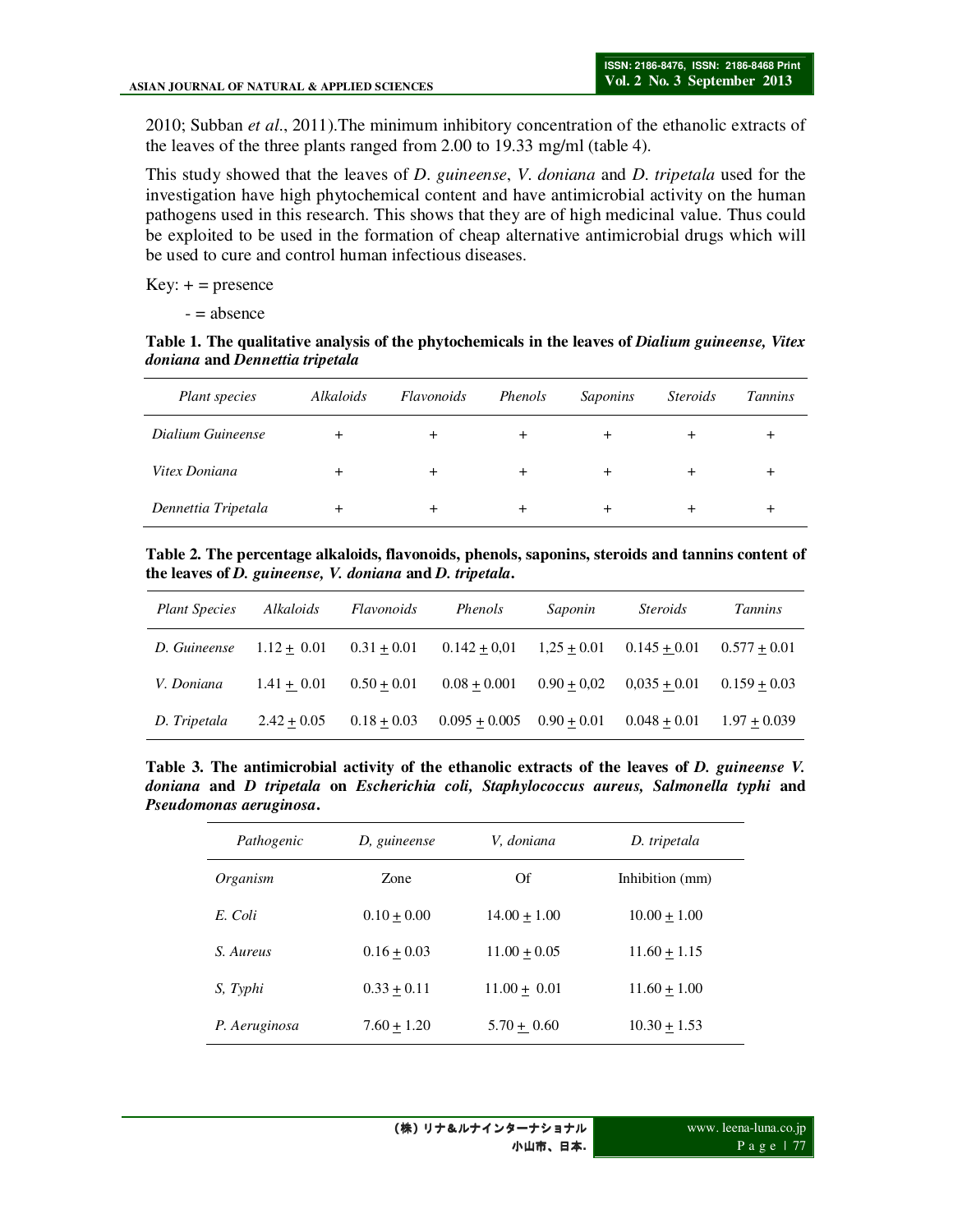2010; Subban *et al*., 2011).The minimum inhibitory concentration of the ethanolic extracts of the leaves of the three plants ranged from 2.00 to 19.33 mg/ml (table 4).

This study showed that the leaves of *D. guineense*, *V. doniana* and *D. tripetala* used for the investigation have high phytochemical content and have antimicrobial activity on the human pathogens used in this research. This shows that they are of high medicinal value. Thus could be exploited to be used in the formation of cheap alternative antimicrobial drugs which will be used to cure and control human infectious diseases.

Key: + = presence

- = absence

**Table 1. The qualitative analysis of the phytochemicals in the leaves of *Dialium guineense, Vitex doniana* and *Dennettia tripetala***

| *Plant species* | *Alkaloids* | *Flavonoids* | *Phenols* | *Saponins* | *Steroids* | *Tannins* |
|---|---|---|---|---|---|---|
| *Dialium Guineense* | + | + | + | + | + | + |
| *Vitex Doniana* | + | + | + | + | + | + |
| *Dennettia Tripetala* | + | + | + | + | + | + |

**Table 2. The percentage alkaloids, flavonoids, phenols, saponins, steroids and tannins content of the leaves of *D. guineense, V. doniana* and *D. tripetala*.**

| *Plant Species* | *Alkaloids* | *Flavonoids* | *Phenols* | *Saponin* | *Steroids* | *Tannins* |
|---|---|---|---|---|---|---|
| *D. Guineense* | 1.12 ± 0.01 | 0.31 ± 0.01 | 0.142 ± 0,01 | 1,25 ± 0.01 | 0.145 ± 0.01 | 0.577 ± 0.01 |
| *V. Doniana* | 1.41 ± 0.01 | 0.50 ± 0.01 | 0.08 ± 0.001 | 0.90 ± 0,02 | 0,035 ± 0.01 | 0.159 ± 0.03 |
| *D. Tripetala* | 2.42 ± 0.05 | 0.18 ± 0.03 | 0.095 ± 0.005 | 0.90 ± 0.01 | 0.048 ± 0.01 | 1.97 ± 0.039 |

**Table 3. The antimicrobial activity of the ethanolic extracts of the leaves of *D. guineense V. doniana* and *D tripetala* on *Escherichia coli, Staphylococcus aureus, Salmonella typhi* and *Pseudomonas aeruginosa*.**

| *Pathogenic* | *D, guineense* | *V, doniana* | *D. tripetala* |
|---|---|---|---|
| *Organism* | Zone | Of | Inhibition (mm) |
| *E. Coli* | 0.10 ± 0.00 | 14.00 ± 1.00 | 10.00 ± 1.00 |
| *S. Aureus* | 0.16 ± 0.03 | 11.00 ± 0.05 | 11.60 ± 1.15 |
| *S, Typhi* | 0.33 ± 0.11 | 11.00 ± 0.01 | 11.60 ± 1.00 |
| *P. Aeruginosa* | 7.60 ± 1.20 | 5.70 ± 0.60 | 10.30 ± 1.53 |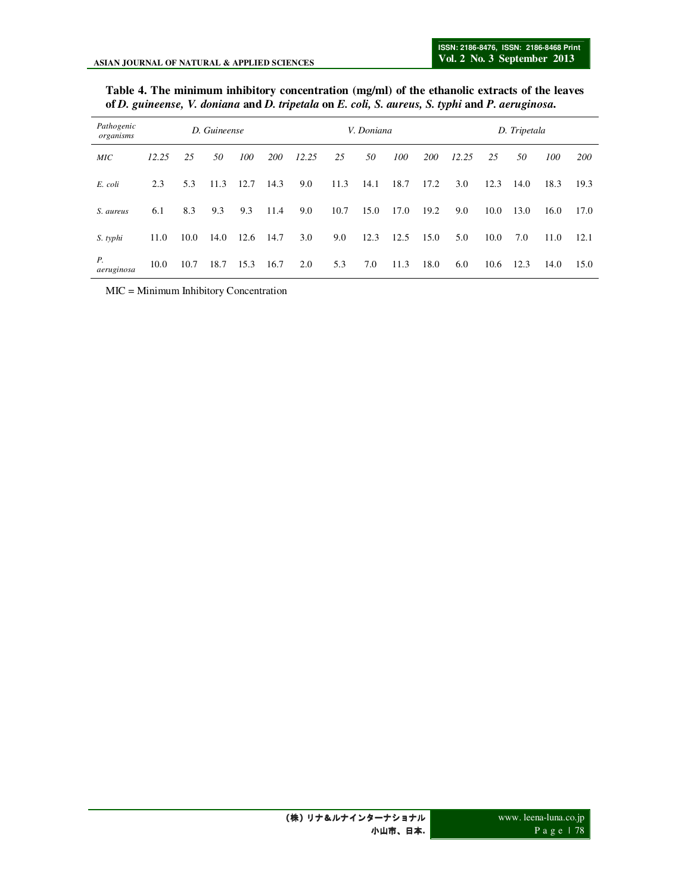**Table 4. The minimum inhibitory concentration (mg/ml) of the ethanolic extracts of the leaves of *D. guineense, V. doniana* and *D. tripetala* on *E. coli, S. aureus, S. typhi* and *P. aeruginosa*.**

| *Pathogenic organisms* | *D. Guineense* | | | | | *V. Doniana* | | | | | *D. Tripetala* | | | | |
|---|---|---|---|---|---|---|---|---|---|---|---|---|---|---|---|
| *MIC* | *12.25* | *25* | *50* | *100* | *200* | *12.25* | *25* | *50* | *100* | *200* | *12.25* | *25* | *50* | *100* | *200* |
| *E. coli* | 2.3 | 5.3 | 11.3 | 12.7 | 14.3 | 9.0 | 11.3 | 14.1 | 18.7 | 17.2 | 3.0 | 12.3 | 14.0 | 18.3 | 19.3 |
| *S. aureus* | 6.1 | 8.3 | 9.3 | 9.3 | 11.4 | 9.0 | 10.7 | 15.0 | 17.0 | 19.2 | 9.0 | 10.0 | 13.0 | 16.0 | 17.0 |
| *S. typhi* | 11.0 | 10.0 | 14.0 | 12.6 | 14.7 | 3.0 | 9.0 | 12.3 | 12.5 | 15.0 | 5.0 | 10.0 | 7.0 | 11.0 | 12.1 |
| *P. aeruginosa* | 10.0 | 10.7 | 18.7 | 15.3 | 16.7 | 2.0 | 5.3 | 7.0 | 11.3 | 18.0 | 6.0 | 10.6 | 12.3 | 14.0 | 15.0 |

MIC = Minimum Inhibitory Concentration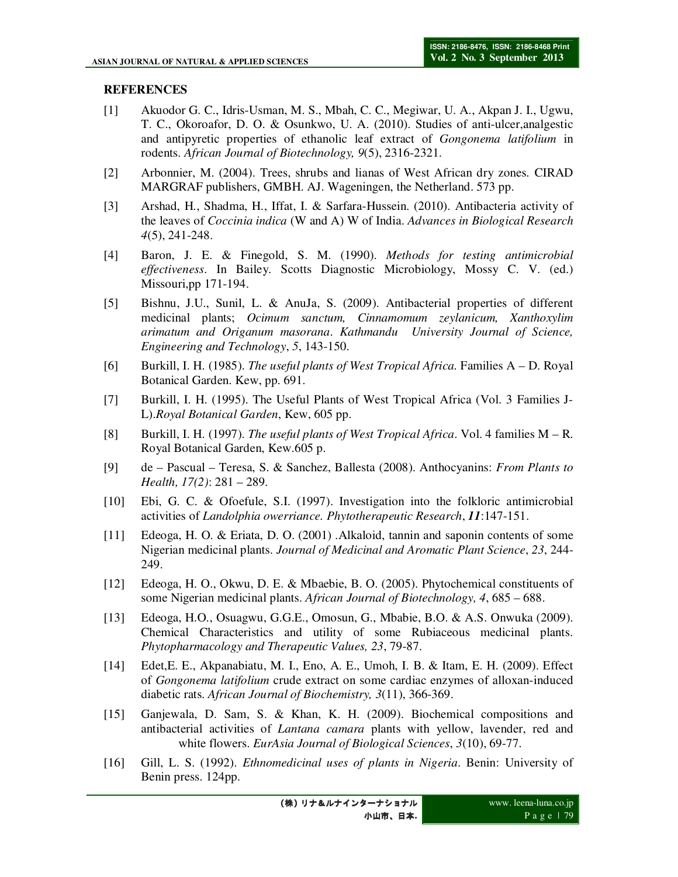## REFERENCES

[1] Akuodor G. C., Idris-Usman, M. S., Mbah, C. C., Megiwar, U. A., Akpan J. I., Ugwu, T. C., Okoroafor, D. O. & Osunkwo, U. A. (2010). Studies of anti-ulcer,analgestic and antipyretic properties of ethanolic leaf extract of *Gongonema latifolium* in rodents. *African Journal of Biotechnology, 9*(5), 2316-2321.

[2] Arbonnier, M. (2004). Trees, shrubs and lianas of West African dry zones. CIRAD MARGRAF publishers, GMBH. AJ. Wageningen, the Netherland. 573 pp.

[3] Arshad, H., Shadma, H., Iffat, I. & Sarfara-Hussein. (2010). Antibacteria activity of the leaves of *Coccinia indica* (W and A) W of India. *Advances in Biological Research 4*(5), 241-248.

[4] Baron, J. E. & Finegold, S. M. (1990). *Methods for testing antimicrobial effectiveness*. In Bailey. Scotts Diagnostic Microbiology, Mossy C. V. (ed.) Missouri,pp 171-194.

[5] Bishnu, J.U., Sunil, L. & AnuJa, S. (2009). Antibacterial properties of different medicinal plants; *Ocimum sanctum, Cinnamomum zeylanicum, Xanthoxylim arimatum and Origanum masorana*. *Kathmandu University Journal of Science, Engineering and Technology*, *5*, 143-150.

[6] Burkill, I. H. (1985). *The useful plants of West Tropical Africa.* Families A – D. Royal Botanical Garden. Kew, pp. 691.

[7] Burkill, I. H. (1995). The Useful Plants of West Tropical Africa (Vol. 3 Families J-L).*Royal Botanical Garden*, Kew, 605 pp.

[8] Burkill, I. H. (1997). *The useful plants of West Tropical Africa*. Vol. 4 families M – R. Royal Botanical Garden, Kew.605 p.

[9] de – Pascual – Teresa, S. & Sanchez, Ballesta (2008). Anthocyanins: *From Plants to Health, 17(2)*: 281 – 289.

[10] Ebi, G. C. & Ofoefule, S.I. (1997). Investigation into the folkloric antimicrobial activities of *Landolphia owerriance. Phytotherapeutic Research*, ***11***:147-151.

[11] Edeoga, H. O. & Eriata, D. O. (2001) .Alkaloid, tannin and saponin contents of some Nigerian medicinal plants. *Journal of Medicinal and Aromatic Plant Science*, *23*, 244-249.

[12] Edeoga, H. O., Okwu, D. E. & Mbaebie, B. O. (2005). Phytochemical constituents of some Nigerian medicinal plants. *African Journal of Biotechnology, 4*, 685 – 688.

[13] Edeoga, H.O., Osuagwu, G.G.E., Omosun, G., Mbabie, B.O. & A.S. Onwuka (2009). Chemical Characteristics and utility of some Rubiaceous medicinal plants. *Phytopharmacology and Therapeutic Values, 23*, 79-87.

[14] Edet,E. E., Akpanabiatu, M. I., Eno, A. E., Umoh, I. B. & Itam, E. H. (2009). Effect of *Gongonema latifolium* crude extract on some cardiac enzymes of alloxan-induced diabetic rats. *African Journal of Biochemistry, 3*(11), 366-369.

[15] Ganjewala, D. Sam, S. & Khan, K. H. (2009). Biochemical compositions and antibacterial activities of *Lantana camara* plants with yellow, lavender, red and white flowers. *EurAsia Journal of Biological Sciences*, *3*(10), 69-77.

[16] Gill, L. S. (1992). *Ethnomedicinal uses of plants in Nigeria*. Benin: University of Benin press. 124pp.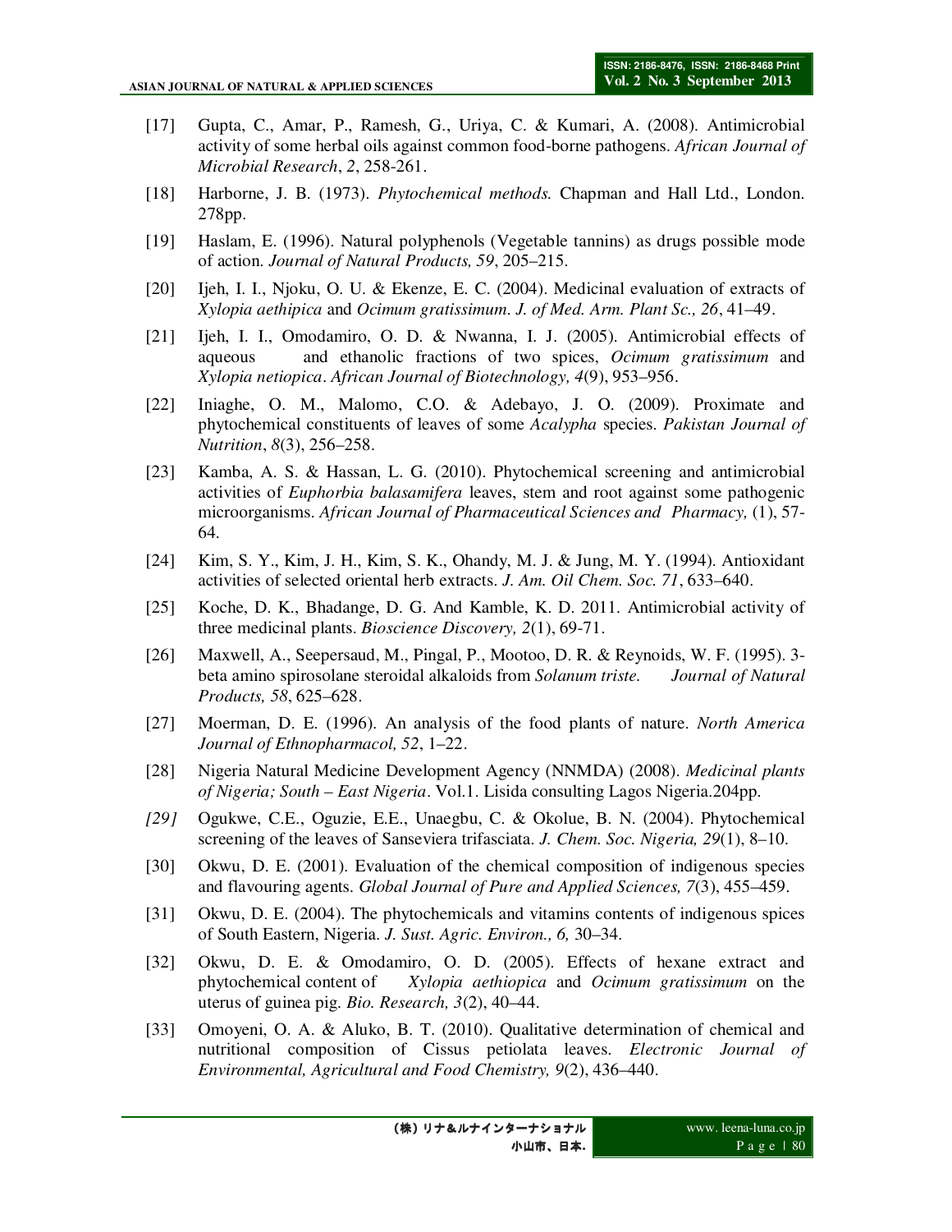[17] Gupta, C., Amar, P., Ramesh, G., Uriya, C. & Kumari, A. (2008). Antimicrobial activity of some herbal oils against common food-borne pathogens. *African Journal of Microbial Research*, *2*, 258-261.

[18] Harborne, J. B. (1973). *Phytochemical methods.* Chapman and Hall Ltd., London. 278pp.

[19] Haslam, E. (1996). Natural polyphenols (Vegetable tannins) as drugs possible mode of action. *Journal of Natural Products, 59*, 205–215.

[20] Ijeh, I. I., Njoku, O. U. & Ekenze, E. C. (2004). Medicinal evaluation of extracts of *Xylopia aethipica* and *Ocimum gratissimum*. *J. of Med. Arm. Plant Sc., 26*, 41–49.

[21] Ijeh, I. I., Omodamiro, O. D. & Nwanna, I. J. (2005). Antimicrobial effects of aqueous and ethanolic fractions of two spices, *Ocimum gratissimum* and *Xylopia netiopica*. *African Journal of Biotechnology, 4*(9), 953–956.

[22] Iniaghe, O. M., Malomo, C.O. & Adebayo, J. O. (2009). Proximate and phytochemical constituents of leaves of some *Acalypha* species. *Pakistan Journal of Nutrition*, *8*(3), 256–258.

[23] Kamba, A. S. & Hassan, L. G. (2010). Phytochemical screening and antimicrobial activities of *Euphorbia balasamifera* leaves, stem and root against some pathogenic microorganisms. *African Journal of Pharmaceutical Sciences and Pharmacy,* (1), 57-64.

[24] Kim, S. Y., Kim, J. H., Kim, S. K., Ohandy, M. J. & Jung, M. Y. (1994). Antioxidant activities of selected oriental herb extracts. *J. Am. Oil Chem. Soc. 71*, 633–640.

[25] Koche, D. K., Bhadange, D. G. And Kamble, K. D. 2011. Antimicrobial activity of three medicinal plants. *Bioscience Discovery, 2*(1), 69-71.

[26] Maxwell, A., Seepersaud, M., Pingal, P., Mootoo, D. R. & Reynoids, W. F. (1995). 3-beta amino spirosolane steroidal alkaloids from *Solanum triste. Journal of Natural Products, 58*, 625–628.

[27] Moerman, D. E. (1996). An analysis of the food plants of nature. *North America Journal of Ethnopharmacol, 52*, 1–22.

[28] Nigeria Natural Medicine Development Agency (NNMDA) (2008). *Medicinal plants of Nigeria; South – East Nigeria*. Vol.1. Lisida consulting Lagos Nigeria.204pp.

*[29]* Ogukwe, C.E., Oguzie, E.E., Unaegbu, C. & Okolue, B. N. (2004). Phytochemical screening of the leaves of Sanseviera trifasciata. *J. Chem. Soc. Nigeria, 29*(1), 8–10.

[30] Okwu, D. E. (2001). Evaluation of the chemical composition of indigenous species and flavouring agents. *Global Journal of Pure and Applied Sciences, 7*(3), 455–459.

[31] Okwu, D. E. (2004). The phytochemicals and vitamins contents of indigenous spices of South Eastern, Nigeria. *J. Sust. Agric. Environ., 6,* 30–34.

[32] Okwu, D. E. & Omodamiro, O. D. (2005). Effects of hexane extract and phytochemical content of *Xylopia aethiopica* and *Ocimum gratissimum* on the uterus of guinea pig. *Bio. Research, 3*(2), 40–44.

[33] Omoyeni, O. A. & Aluko, B. T. (2010). Qualitative determination of chemical and nutritional composition of Cissus petiolata leaves. *Electronic Journal of Environmental, Agricultural and Food Chemistry, 9*(2), 436–440.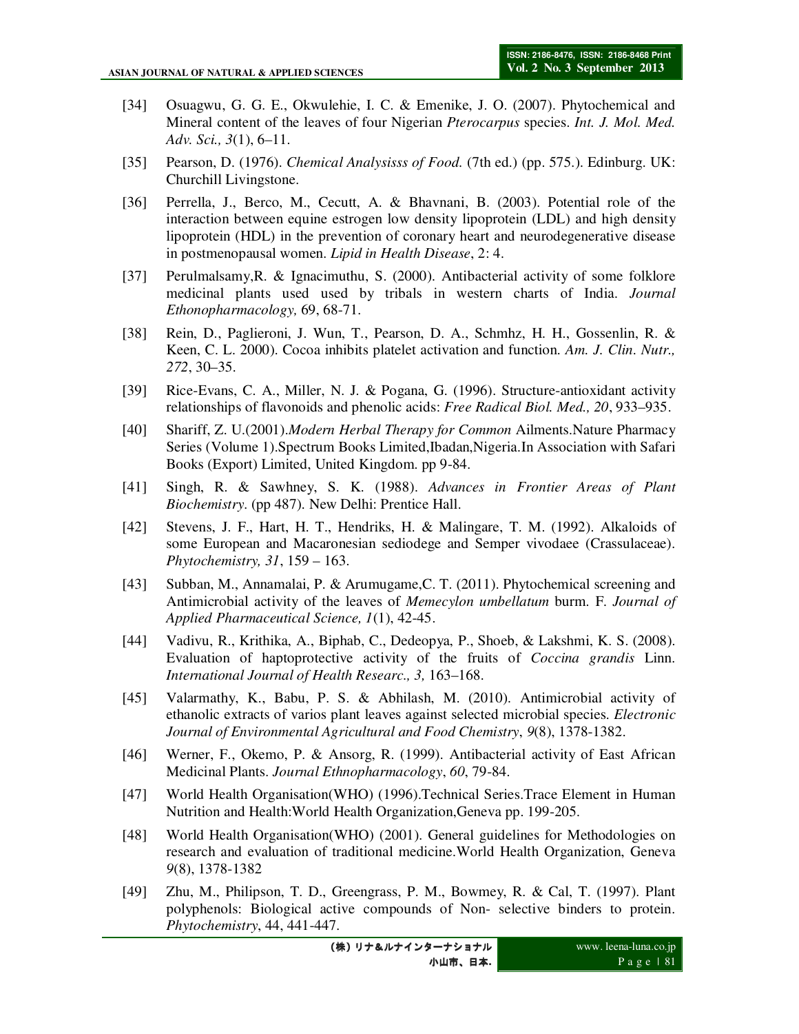[34] Osuagwu, G. G. E., Okwulehie, I. C. & Emenike, J. O. (2007). Phytochemical and Mineral content of the leaves of four Nigerian *Pterocarpus* species. *Int. J. Mol. Med. Adv. Sci., 3*(1), 6–11.

[35] Pearson, D. (1976). *Chemical Analysisss of Food.* (7th ed.) (pp. 575.). Edinburg. UK: Churchill Livingstone.

[36] Perrella, J., Berco, M., Cecutt, A. & Bhavnani, B. (2003). Potential role of the interaction between equine estrogen low density lipoprotein (LDL) and high density lipoprotein (HDL) in the prevention of coronary heart and neurodegenerative disease in postmenopausal women. *Lipid in Health Disease*, 2: 4.

[37] Perulmalsamy,R. & Ignacimuthu, S. (2000). Antibacterial activity of some folklore medicinal plants used used by tribals in western charts of India. *Journal Ethonopharmacology,* 69, 68-71.

[38] Rein, D., Paglieroni, J. Wun, T., Pearson, D. A., Schmhz, H. H., Gossenlin, R. & Keen, C. L. 2000). Cocoa inhibits platelet activation and function. *Am. J. Clin. Nutr., 272*, 30–35.

[39] Rice-Evans, C. A., Miller, N. J. & Pogana, G. (1996). Structure-antioxidant activity relationships of flavonoids and phenolic acids: *Free Radical Biol. Med., 20*, 933–935.

[40] Shariff, Z. U.(2001).*Modern Herbal Therapy for Common* Ailments.Nature Pharmacy Series (Volume 1).Spectrum Books Limited,Ibadan,Nigeria.In Association with Safari Books (Export) Limited, United Kingdom. pp 9-84.

[41] Singh, R. & Sawhney, S. K. (1988). *Advances in Frontier Areas of Plant Biochemistry*. (pp 487). New Delhi: Prentice Hall.

[42] Stevens, J. F., Hart, H. T., Hendriks, H. & Malingare, T. M. (1992). Alkaloids of some European and Macaronesian sediodege and Semper vivodaee (Crassulaceae). *Phytochemistry, 31*, 159 – 163.

[43] Subban, M., Annamalai, P. & Arumugame,C. T. (2011). Phytochemical screening and Antimicrobial activity of the leaves of *Memecylon umbellatum* burm. F. *Journal of Applied Pharmaceutical Science, 1*(1), 42-45.

[44] Vadivu, R., Krithika, A., Biphab, C., Dedeopya, P., Shoeb, & Lakshmi, K. S. (2008). Evaluation of haptoprotective activity of the fruits of *Coccina grandis* Linn. *International Journal of Health Researc., 3,* 163–168.

[45] Valarmathy, K., Babu, P. S. & Abhilash, M. (2010). Antimicrobial activity of ethanolic extracts of varios plant leaves against selected microbial species. *Electronic Journal of Environmental Agricultural and Food Chemistry*, *9*(8), 1378-1382.

[46] Werner, F., Okemo, P. & Ansorg, R. (1999). Antibacterial activity of East African Medicinal Plants. *Journal Ethnopharmacology*, *60*, 79-84.

[47] World Health Organisation(WHO) (1996).Technical Series.Trace Element in Human Nutrition and Health:World Health Organization,Geneva pp. 199-205.

[48] World Health Organisation(WHO) (2001). General guidelines for Methodologies on research and evaluation of traditional medicine.World Health Organization, Geneva *9*(8), 1378-1382

[49] Zhu, M., Philipson, T. D., Greengrass, P. M., Bowmey, R. & Cal, T. (1997). Plant polyphenols: Biological active compounds of Non- selective binders to protein. *Phytochemistry*, 44, 441-447.